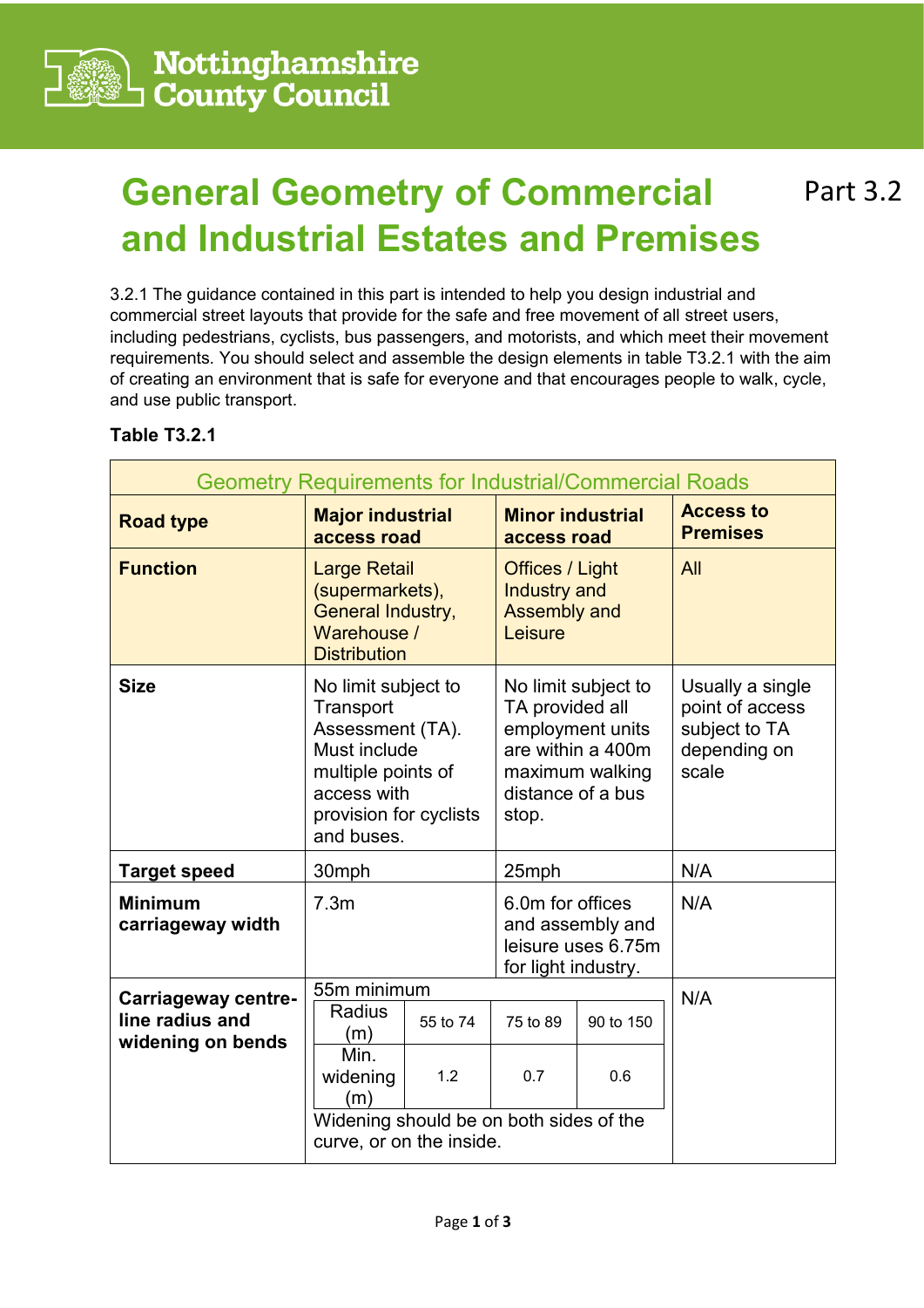# General Geometry of Commercial and Industrial Estates and Premises

Part 3.2

3.2.1 The guidance contained in this part is intended to help you design industrial and commercial street layouts that provide for the safe and free movement of all street users, including pedestrians, cyclists, bus passengers, and motorists, and which meet their movement requirements. You should select and assemble the design elements in table T3.2.1 with the aim of creating an environment that is safe for everyone and that encourages people to walk, cycle, and use public transport.

**Table T3.2.1**

| Geometry Requirements for Industrial/Commercial Roads | | | |
|---|---|---|---|
| **Road type** | **Major industrial access road** | **Minor industrial access road** | **Access to Premises** |
| **Function** | Large Retail (supermarkets), General Industry, Warehouse / Distribution | Offices / Light Industry and Assembly and Leisure | All |
| **Size** | No limit subject to Transport Assessment (TA). Must include multiple points of access with provision for cyclists and buses. | No limit subject to TA provided all employment units are within a 400m maximum walking distance of a bus stop. | Usually a single point of access subject to TA depending on scale |
| **Target speed** | 30mph | 25mph | N/A |
| **Minimum carriageway width** | 7.3m | 6.0m for offices and assembly and leisure uses 6.75m for light industry. | N/A |
| **Carriageway centre-line radius and widening on bends** | 55m minimum<br>Radius (m): 55 to 74 / 75 to 89 / 90 to 150<br>Min. widening (m): 1.2 / 0.7 / 0.6<br>Widening should be on both sides of the curve, or on the inside. | | N/A |

| Radius (m) | 55 to 74 | 75 to 89 | 90 to 150 |
|---|---|---|---|
| Min. widening (m) | 1.2 | 0.7 | 0.6 |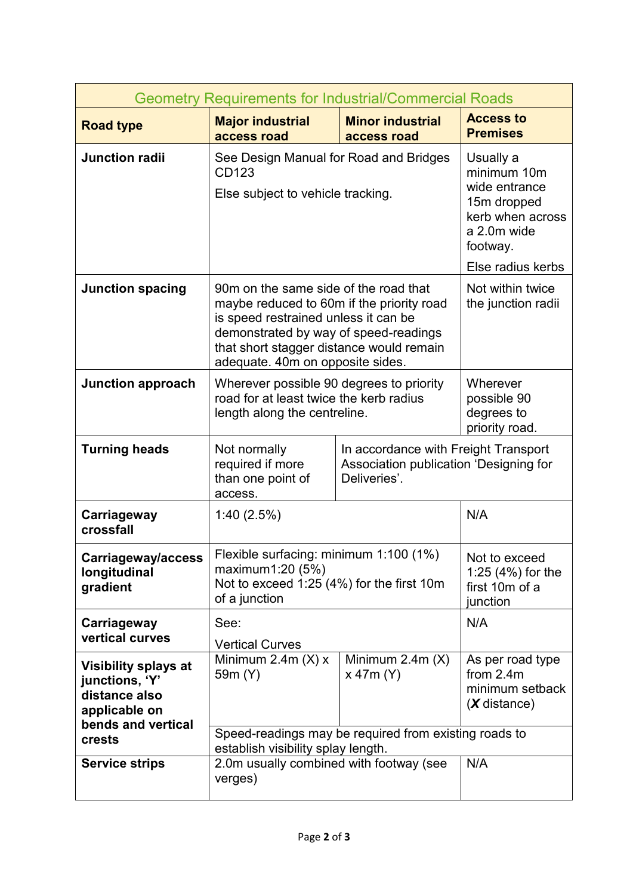| Geometry Requirements for Industrial/Commercial Roads | | | |
|---|---|---|---|
| **Road type** | **Major industrial access road** | **Minor industrial access road** | **Access to Premises** |
| **Junction radii** | See Design Manual for Road and Bridges CD123<br><br>Else subject to vehicle tracking. | | Usually a minimum 10m wide entrance 15m dropped kerb when across a 2.0m wide footway.<br><br>Else radius kerbs |
| **Junction spacing** | 90m on the same side of the road that maybe reduced to 60m if the priority road is speed restrained unless it can be demonstrated by way of speed-readings that short stagger distance would remain adequate. 40m on opposite sides. | | Not within twice the junction radii |
| **Junction approach** | Wherever possible 90 degrees to priority road for at least twice the kerb radius length along the centreline. | | Wherever possible 90 degrees to priority road. |
| **Turning heads** | Not normally required if more than one point of access. | In accordance with Freight Transport Association publication 'Designing for Deliveries'. | |
| **Carriageway crossfall** | 1:40 (2.5%) | | N/A |
| **Carriageway/access longitudinal gradient** | Flexible surfacing: minimum 1:100 (1%) maximum1:20 (5%)<br>Not to exceed 1:25 (4%) for the first 10m of a junction | | Not to exceed 1:25 (4%) for the first 10m of a junction |
| **Carriageway vertical curves** | See:<br><br>Vertical Curves | | N/A |
| **Visibility splays at junctions, 'Y' distance also applicable on bends and vertical crests** | Minimum 2.4m (X) x 59m (Y) | Minimum 2.4m (X) x 47m (Y) | As per road type from 2.4m minimum setback (***X*** distance) |
| | Speed-readings may be required from existing roads to establish visibility splay length. | | |
| **Service strips** | 2.0m usually combined with footway (see verges) | | N/A |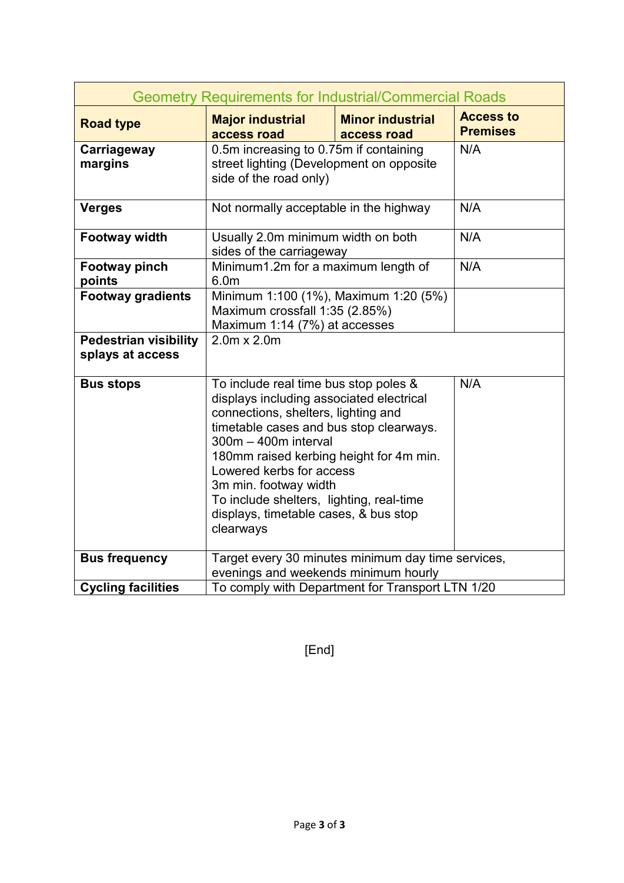| Geometry Requirements for Industrial/Commercial Roads | | | |
|---|---|---|---|
| **Road type** | **Major industrial access road** | **Minor industrial access road** | **Access to Premises** |
| **Carriageway margins** | 0.5m increasing to 0.75m if containing street lighting (Development on opposite side of the road only) | | N/A |
| **Verges** | Not normally acceptable in the highway | | N/A |
| **Footway width** | Usually 2.0m minimum width on both sides of the carriageway | | N/A |
| **Footway pinch points** | Minimum1.2m for a maximum length of 6.0m | | N/A |
| **Footway gradients** | Minimum 1:100 (1%), Maximum 1:20 (5%)<br>Maximum crossfall 1:35 (2.85%)<br>Maximum 1:14 (7%) at accesses | | |
| **Pedestrian visibility splays at access** | 2.0m x 2.0m | | |
| **Bus stops** | To include real time bus stop poles & displays including associated electrical connections, shelters, lighting and timetable cases and bus stop clearways.<br>300m – 400m interval<br>180mm raised kerbing height for 4m min.<br>Lowered kerbs for access<br>3m min. footway width<br>To include shelters, lighting, real-time displays, timetable cases, & bus stop clearways | | N/A |
| **Bus frequency** | Target every 30 minutes minimum day time services, evenings and weekends minimum hourly | | |
| **Cycling facilities** | To comply with Department for Transport LTN 1/20 | | |

[End]